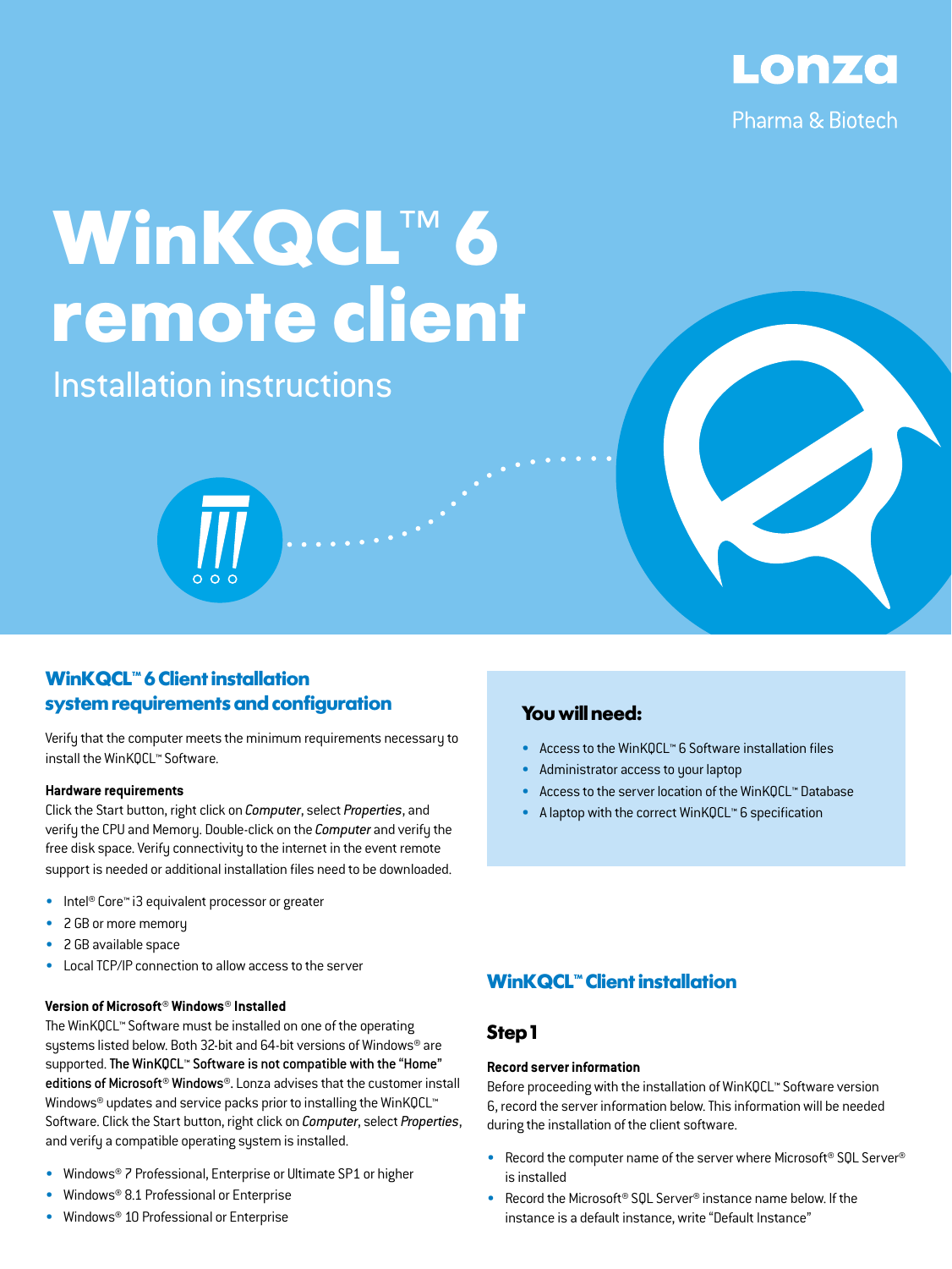Lonza

Pharma & Biotech

# WinKQCL™ 6 remote client

Installation instructions

## WinKQCL™ 6 Client installation system requirements and configuration

Verify that the computer meets the minimum requirements necessary to install the WinKQCL™ Software.

**Hardware requirements**

Click the Start button, right click on *Computer*, select *Properties*, and verify the CPU and Memory. Double-click on the *Computer* and verify the free disk space. Verify connectivity to the internet in the event remote support is needed or additional installation files need to be downloaded.

- Intel® Core™ i3 equivalent processor or greater
- 2 GB or more memory
- 2 GB available space
- Local TCP/IP connection to allow access to the server

**Version of Microsoft® Windows® Installed**

The WinKQCL™ Software must be installed on one of the operating systems listed below. Both 32-bit and 64-bit versions of Windows® are supported. **The WinKQCL™ Software is not compatible with the "Home" editions of Microsoft® Windows®.** Lonza advises that the customer install Windows® updates and service packs prior to installing the WinKQCL™ Software. Click the Start button, right click on *Computer*, select *Properties*, and verify a compatible operating system is installed.

- Windows® 7 Professional, Enterprise or Ultimate SP1 or higher
- Windows® 8.1 Professional or Enterprise
- Windows® 10 Professional or Enterprise

### You will need:

- Access to the WinKQCL™ 6 Software installation files
- Administrator access to your laptop
- Access to the server location of the WinKQCL™ Database
- A laptop with the correct WinKQCL™ 6 specification

## WinKQCL™ Client installation

### Step 1

**Record server information**

Before proceeding with the installation of WinKQCL™ Software version 6, record the server information below. This information will be needed during the installation of the client software.

- Record the computer name of the server where Microsoft® SQL Server® is installed
- Record the Microsoft® SQL Server® instance name below. If the instance is a default instance, write "Default Instance"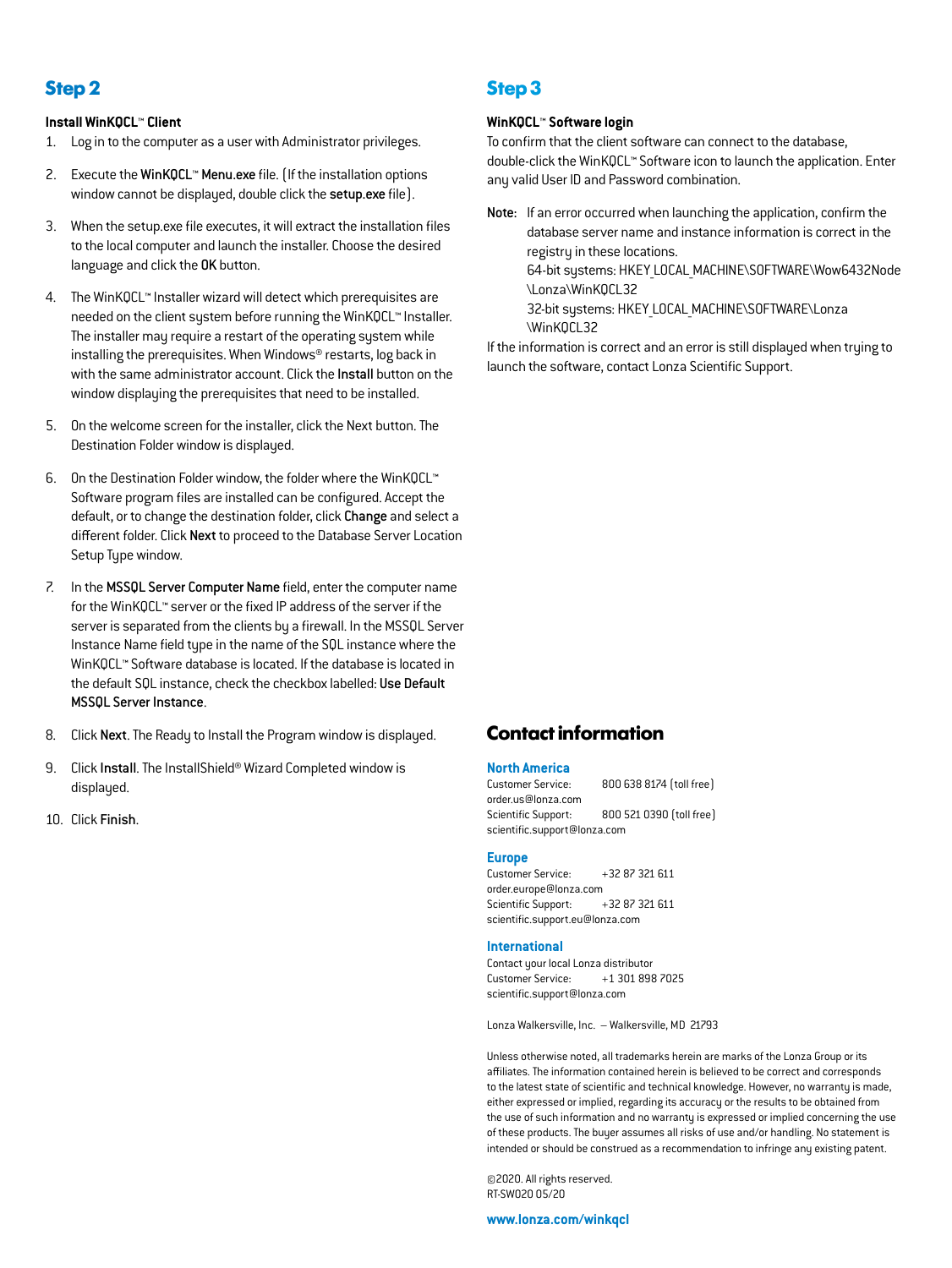## Step 2

**Install WinKQCL™ Client**

1. Log in to the computer as a user with Administrator privileges.
2. Execute the **WinKQCL™ Menu.exe** file. (If the installation options window cannot be displayed, double click the **setup.exe** file).
3. When the setup.exe file executes, it will extract the installation files to the local computer and launch the installer. Choose the desired language and click the **OK** button.
4. The WinKQCL™ Installer wizard will detect which prerequisites are needed on the client system before running the WinKQCL™ Installer. The installer may require a restart of the operating system while installing the prerequisites. When Windows® restarts, log back in with the same administrator account. Click the **Install** button on the window displaying the prerequisites that need to be installed.
5. On the welcome screen for the installer, click the Next button. The Destination Folder window is displayed.
6. On the Destination Folder window, the folder where the WinKQCL™ Software program files are installed can be configured. Accept the default, or to change the destination folder, click **Change** and select a different folder. Click **Next** to proceed to the Database Server Location Setup Type window.
7. In the **MSSQL Server Computer Name** field, enter the computer name for the WinKQCL™ server or the fixed IP address of the server if the server is separated from the clients by a firewall. In the MSSQL Server Instance Name field type in the name of the SQL instance where the WinKQCL™ Software database is located. If the database is located in the default SQL instance, check the checkbox labelled: **Use Default MSSQL Server Instance**.
8. Click **Next**. The Ready to Install the Program window is displayed.
9. Click **Install**. The InstallShield® Wizard Completed window is displayed.
10. Click **Finish**.

## Step 3

**WinKQCL™ Software login**

To confirm that the client software can connect to the database, double-click the WinKQCL™ Software icon to launch the application. Enter any valid User ID and Password combination.

**Note:** If an error occurred when launching the application, confirm the database server name and instance information is correct in the registry in these locations.
64-bit systems: HKEY_LOCAL_MACHINE\SOFTWARE\Wow6432Node\Lonza\WinKQCL32
32-bit systems: HKEY_LOCAL_MACHINE\SOFTWARE\Lonza\WinKQCL32

If the information is correct and an error is still displayed when trying to launch the software, contact Lonza Scientific Support.

## Contact information

**North America**
Customer Service: 800 638 8174 (toll free)
order.us@lonza.com
Scientific Support: 800 521 0390 (toll free)
scientific.support@lonza.com

**Europe**
Customer Service: +32 87 321 611
order.europe@lonza.com
Scientific Support: +32 87 321 611
scientific.support.eu@lonza.com

**International**
Contact your local Lonza distributor
Customer Service: +1 301 898 7025
scientific.support@lonza.com

Lonza Walkersville, Inc. – Walkersville, MD 21793

Unless otherwise noted, all trademarks herein are marks of the Lonza Group or its affiliates. The information contained herein is believed to be correct and corresponds to the latest state of scientific and technical knowledge. However, no warranty is made, either expressed or implied, regarding its accuracy or the results to be obtained from the use of such information and no warranty is expressed or implied concerning the use of these products. The buyer assumes all risks of use and/or handling. No statement is intended or should be construed as a recommendation to infringe any existing patent.

©2020. All rights reserved.
RT-SW020 05/20

**www.lonza.com/winkqcl**